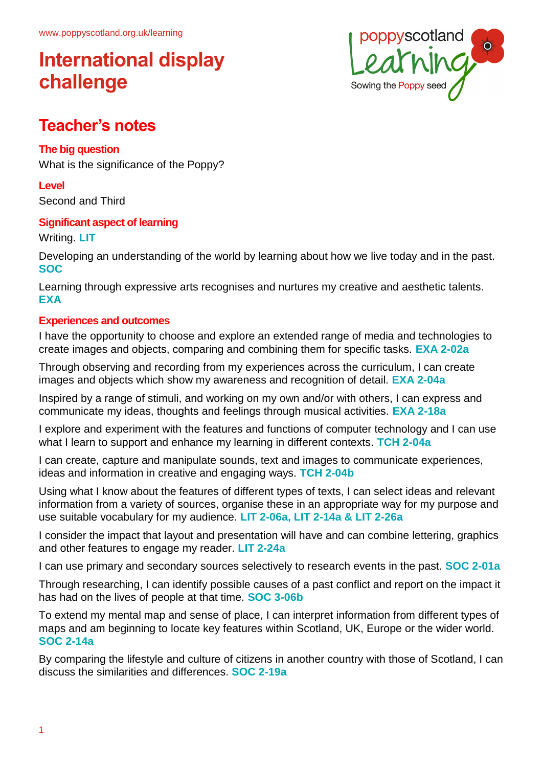www.poppyscotland.org.uk/learning

# International display challenge

## Teacher's notes

### The big question

What is the significance of the Poppy?

### Level

Second and Third

### Significant aspect of learning

Writing. **LIT**

Developing an understanding of the world by learning about how we live today and in the past. **SOC**

Learning through expressive arts recognises and nurtures my creative and aesthetic talents. **EXA**

### Experiences and outcomes

I have the opportunity to choose and explore an extended range of media and technologies to create images and objects, comparing and combining them for specific tasks. **EXA 2-02a**

Through observing and recording from my experiences across the curriculum, I can create images and objects which show my awareness and recognition of detail. **EXA 2-04a**

Inspired by a range of stimuli, and working on my own and/or with others, I can express and communicate my ideas, thoughts and feelings through musical activities. **EXA 2-18a**

I explore and experiment with the features and functions of computer technology and I can use what I learn to support and enhance my learning in different contexts. **TCH 2-04a**

I can create, capture and manipulate sounds, text and images to communicate experiences, ideas and information in creative and engaging ways. **TCH 2-04b**

Using what I know about the features of different types of texts, I can select ideas and relevant information from a variety of sources, organise these in an appropriate way for my purpose and use suitable vocabulary for my audience. **LIT 2-06a, LIT 2-14a & LIT 2-26a**

I consider the impact that layout and presentation will have and can combine lettering, graphics and other features to engage my reader. **LIT 2-24a**

I can use primary and secondary sources selectively to research events in the past. **SOC 2-01a**

Through researching, I can identify possible causes of a past conflict and report on the impact it has had on the lives of people at that time. **SOC 3-06b**

To extend my mental map and sense of place, I can interpret information from different types of maps and am beginning to locate key features within Scotland, UK, Europe or the wider world. **SOC 2-14a**

By comparing the lifestyle and culture of citizens in another country with those of Scotland, I can discuss the similarities and differences. **SOC 2-19a**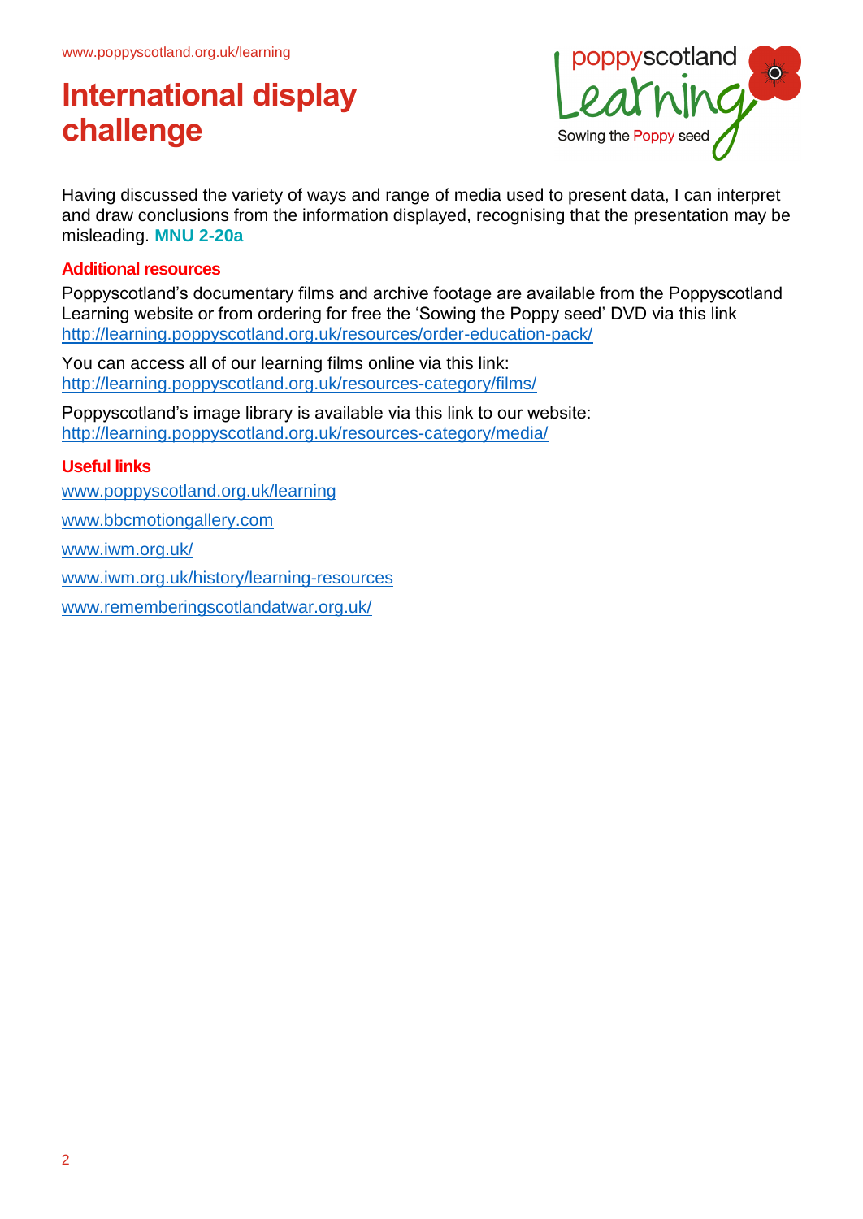# International display challenge

Having discussed the variety of ways and range of media used to present data, I can interpret and draw conclusions from the information displayed, recognising that the presentation may be misleading. **MNU 2-20a**

## Additional resources

Poppyscotland's documentary films and archive footage are available from the Poppyscotland Learning website or from ordering for free the 'Sowing the Poppy seed' DVD via this link http://learning.poppyscotland.org.uk/resources/order-education-pack/

You can access all of our learning films online via this link: http://learning.poppyscotland.org.uk/resources-category/films/

Poppyscotland's image library is available via this link to our website: http://learning.poppyscotland.org.uk/resources-category/media/

## Useful links

www.poppyscotland.org.uk/learning

www.bbcmotiongallery.com

www.iwm.org.uk/

www.iwm.org.uk/history/learning-resources

www.rememberingscotlandatwar.org.uk/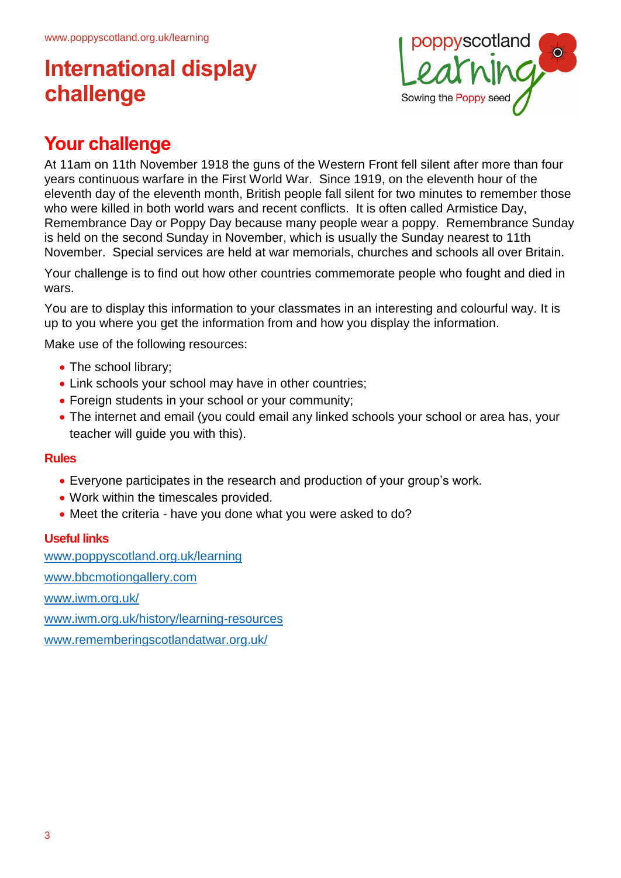# International display challenge

## Your challenge

At 11am on 11th November 1918 the guns of the Western Front fell silent after more than four years continuous warfare in the First World War. Since 1919, on the eleventh hour of the eleventh day of the eleventh month, British people fall silent for two minutes to remember those who were killed in both world wars and recent conflicts. It is often called Armistice Day, Remembrance Day or Poppy Day because many people wear a poppy. Remembrance Sunday is held on the second Sunday in November, which is usually the Sunday nearest to 11th November. Special services are held at war memorials, churches and schools all over Britain.

Your challenge is to find out how other countries commemorate people who fought and died in wars.

You are to display this information to your classmates in an interesting and colourful way. It is up to you where you get the information from and how you display the information.

Make use of the following resources:

- The school library;
- Link schools your school may have in other countries;
- Foreign students in your school or your community;
- The internet and email (you could email any linked schools your school or area has, your teacher will guide you with this).

### Rules

- Everyone participates in the research and production of your group's work.
- Work within the timescales provided.
- Meet the criteria - have you done what you were asked to do?

### Useful links

www.poppyscotland.org.uk/learning

www.bbcmotiongallery.com

www.iwm.org.uk/

www.iwm.org.uk/history/learning-resources

www.rememberingscotlandatwar.org.uk/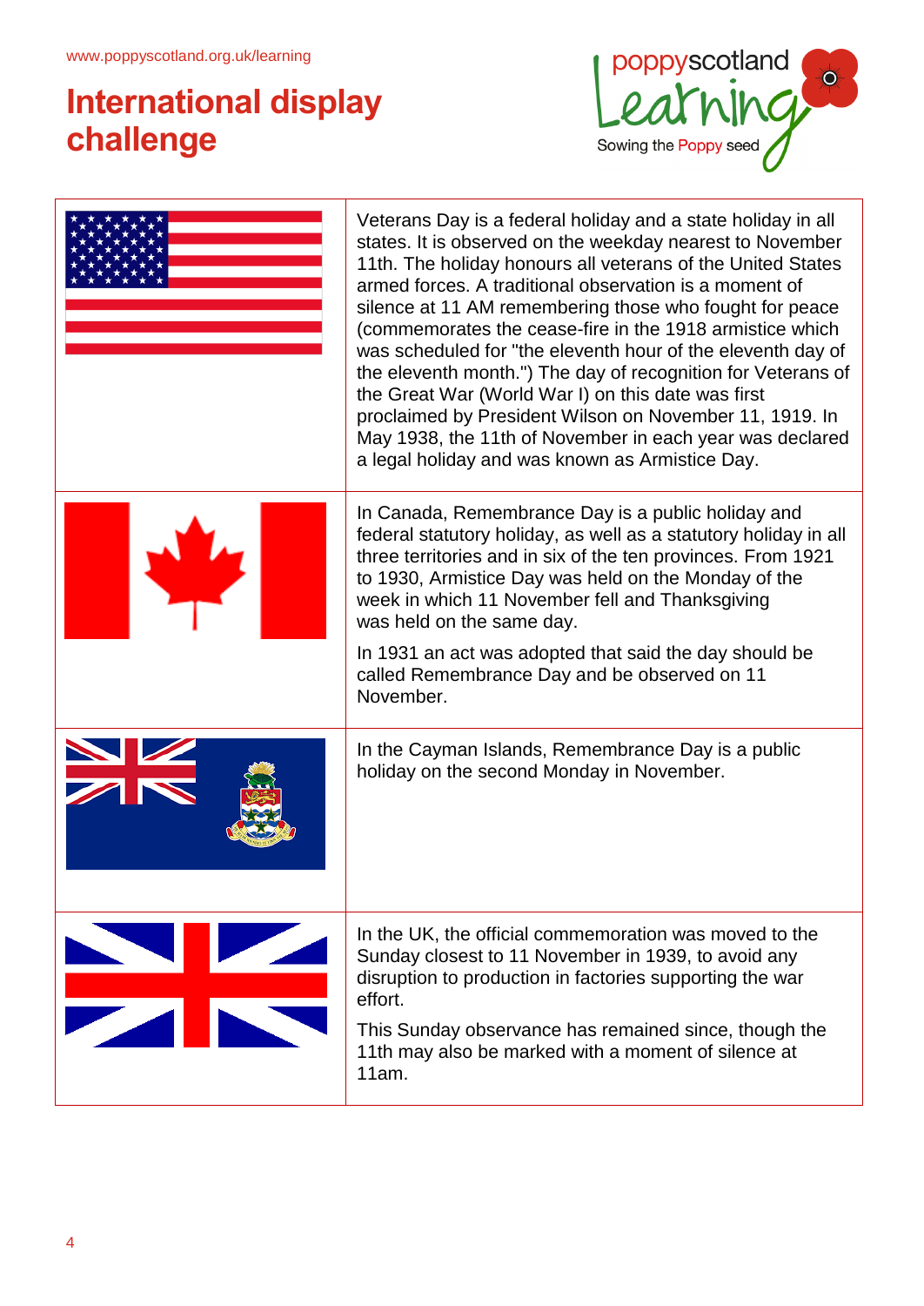# International display challenge

|  |  |
|---|---|
|  | Veterans Day is a federal holiday and a state holiday in all states. It is observed on the weekday nearest to November 11th. The holiday honours all veterans of the United States armed forces. A traditional observation is a moment of silence at 11 AM remembering those who fought for peace (commemorates the cease-fire in the 1918 armistice which was scheduled for "the eleventh hour of the eleventh day of the eleventh month.") The day of recognition for Veterans of the Great War (World War I) on this date was first proclaimed by President Wilson on November 11, 1919. In May 1938, the 11th of November in each year was declared a legal holiday and was known as Armistice Day. |
|  | In Canada, Remembrance Day is a public holiday and federal statutory holiday, as well as a statutory holiday in all three territories and in six of the ten provinces. From 1921 to 1930, Armistice Day was held on the Monday of the week in which 11 November fell and Thanksgiving was held on the same day. In 1931 an act was adopted that said the day should be called Remembrance Day and be observed on 11 November. |
|  | In the Cayman Islands, Remembrance Day is a public holiday on the second Monday in November. |
|  | In the UK, the official commemoration was moved to the Sunday closest to 11 November in 1939, to avoid any disruption to production in factories supporting the war effort. This Sunday observance has remained since, though the 11th may also be marked with a moment of silence at 11am. |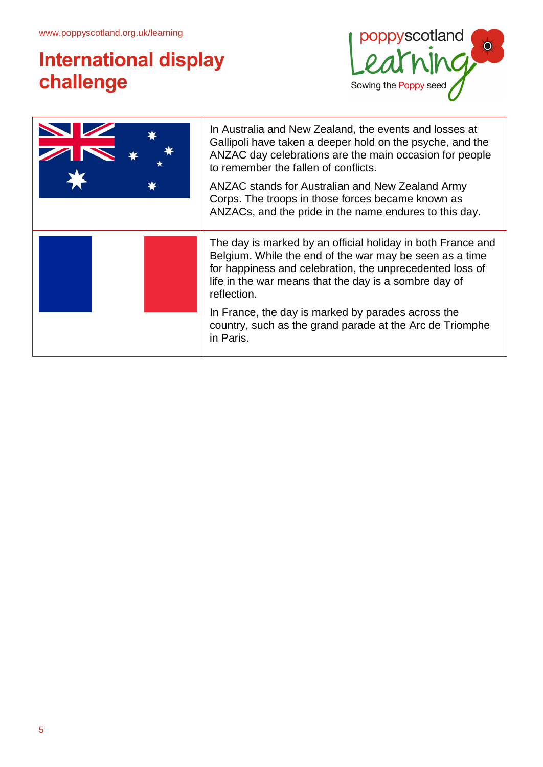# International display challenge

| | |
|---|---|
| | In Australia and New Zealand, the events and losses at Gallipoli have taken a deeper hold on the psyche, and the ANZAC day celebrations are the main occasion for people to remember the fallen of conflicts.<br><br>ANZAC stands for Australian and New Zealand Army Corps. The troops in those forces became known as ANZACs, and the pride in the name endures to this day. |
| | The day is marked by an official holiday in both France and Belgium. While the end of the war may be seen as a time for happiness and celebration, the unprecedented loss of life in the war means that the day is a sombre day of reflection.<br><br>In France, the day is marked by parades across the country, such as the grand parade at the Arc de Triomphe in Paris. |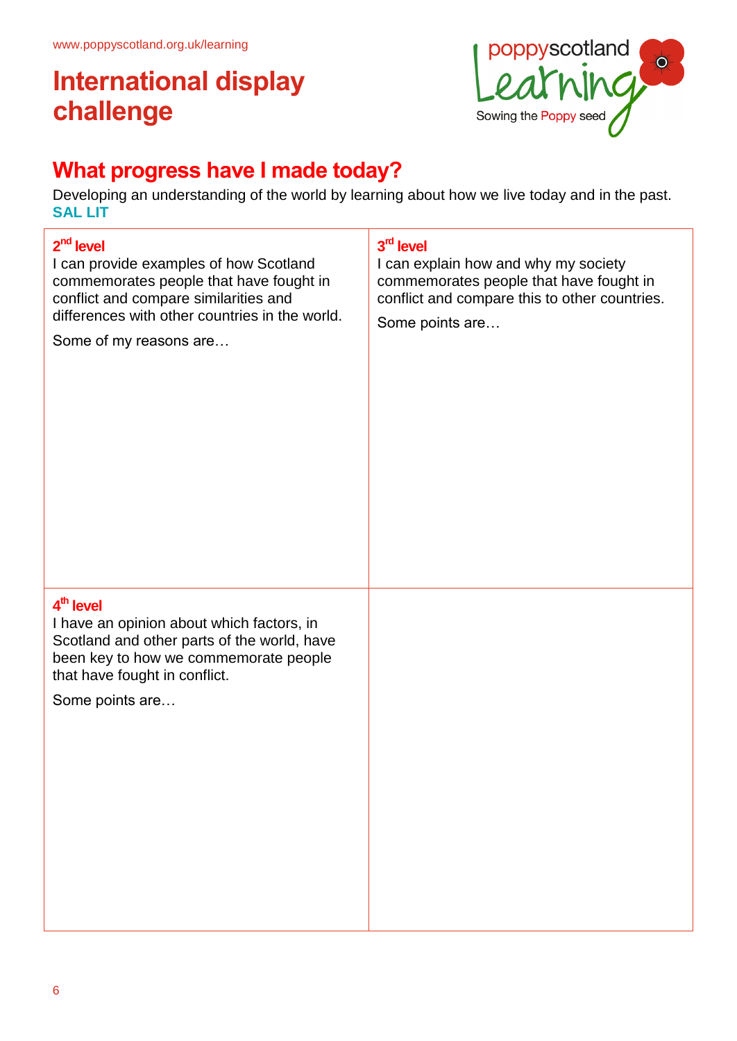www.poppyscotland.org.uk/learning

# International display challenge

poppyscotland Learning
Sowing the Poppy seed

## What progress have I made today?

Developing an understanding of the world by learning about how we live today and in the past.
**SAL LIT**

| **2nd level**<br>I can provide examples of how Scotland commemorates people that have fought in conflict and compare similarities and differences with other countries in the world.<br>Some of my reasons are… | **3rd level**<br>I can explain how and why my society commemorates people that have fought in conflict and compare this to other countries.<br>Some points are… |
|---|---|
| **4th level**<br>I have an opinion about which factors, in Scotland and other parts of the world, have been key to how we commemorate people that have fought in conflict.<br>Some points are… | |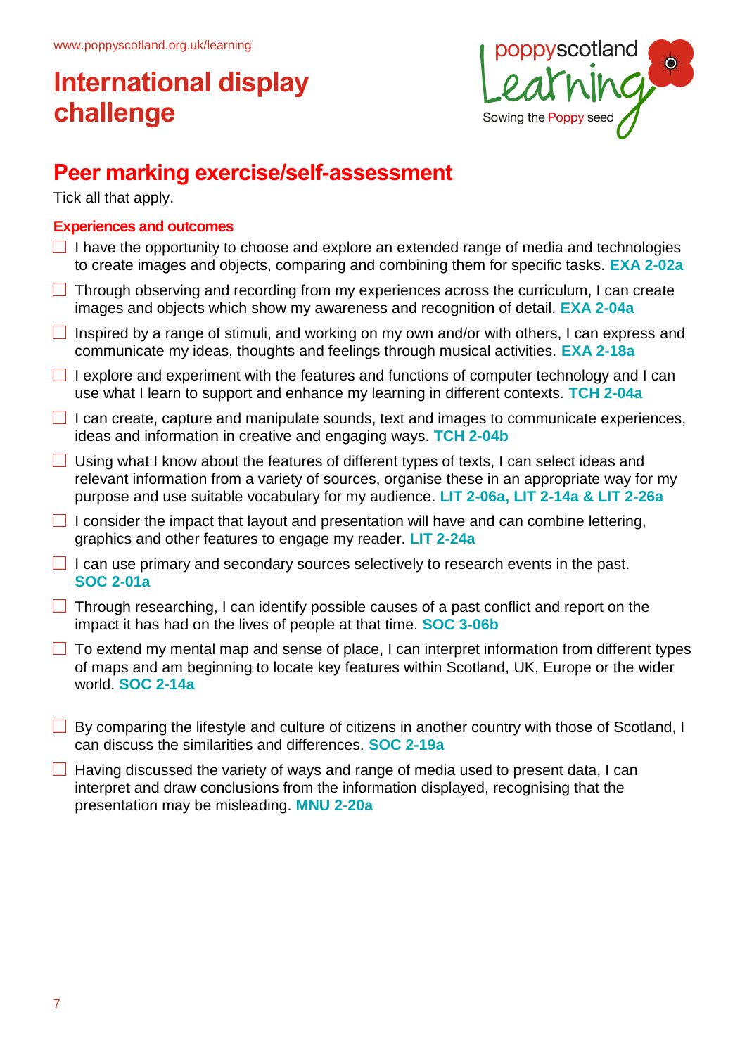www.poppyscotland.org.uk/learning

# International display challenge

poppyscotland Learning
Sowing the Poppy seed

## Peer marking exercise/self-assessment

Tick all that apply.

### Experiences and outcomes

- ☐ I have the opportunity to choose and explore an extended range of media and technologies to create images and objects, comparing and combining them for specific tasks. **EXA 2-02a**
- ☐ Through observing and recording from my experiences across the curriculum, I can create images and objects which show my awareness and recognition of detail. **EXA 2-04a**
- ☐ Inspired by a range of stimuli, and working on my own and/or with others, I can express and communicate my ideas, thoughts and feelings through musical activities. **EXA 2-18a**
- ☐ I explore and experiment with the features and functions of computer technology and I can use what I learn to support and enhance my learning in different contexts. **TCH 2-04a**
- ☐ I can create, capture and manipulate sounds, text and images to communicate experiences, ideas and information in creative and engaging ways. **TCH 2-04b**
- ☐ Using what I know about the features of different types of texts, I can select ideas and relevant information from a variety of sources, organise these in an appropriate way for my purpose and use suitable vocabulary for my audience. **LIT 2-06a, LIT 2-14a & LIT 2-26a**
- ☐ I consider the impact that layout and presentation will have and can combine lettering, graphics and other features to engage my reader. **LIT 2-24a**
- ☐ I can use primary and secondary sources selectively to research events in the past. **SOC 2-01a**
- ☐ Through researching, I can identify possible causes of a past conflict and report on the impact it has had on the lives of people at that time. **SOC 3-06b**
- ☐ To extend my mental map and sense of place, I can interpret information from different types of maps and am beginning to locate key features within Scotland, UK, Europe or the wider world. **SOC 2-14a**
- ☐ By comparing the lifestyle and culture of citizens in another country with those of Scotland, I can discuss the similarities and differences. **SOC 2-19a**
- ☐ Having discussed the variety of ways and range of media used to present data, I can interpret and draw conclusions from the information displayed, recognising that the presentation may be misleading. **MNU 2-20a**